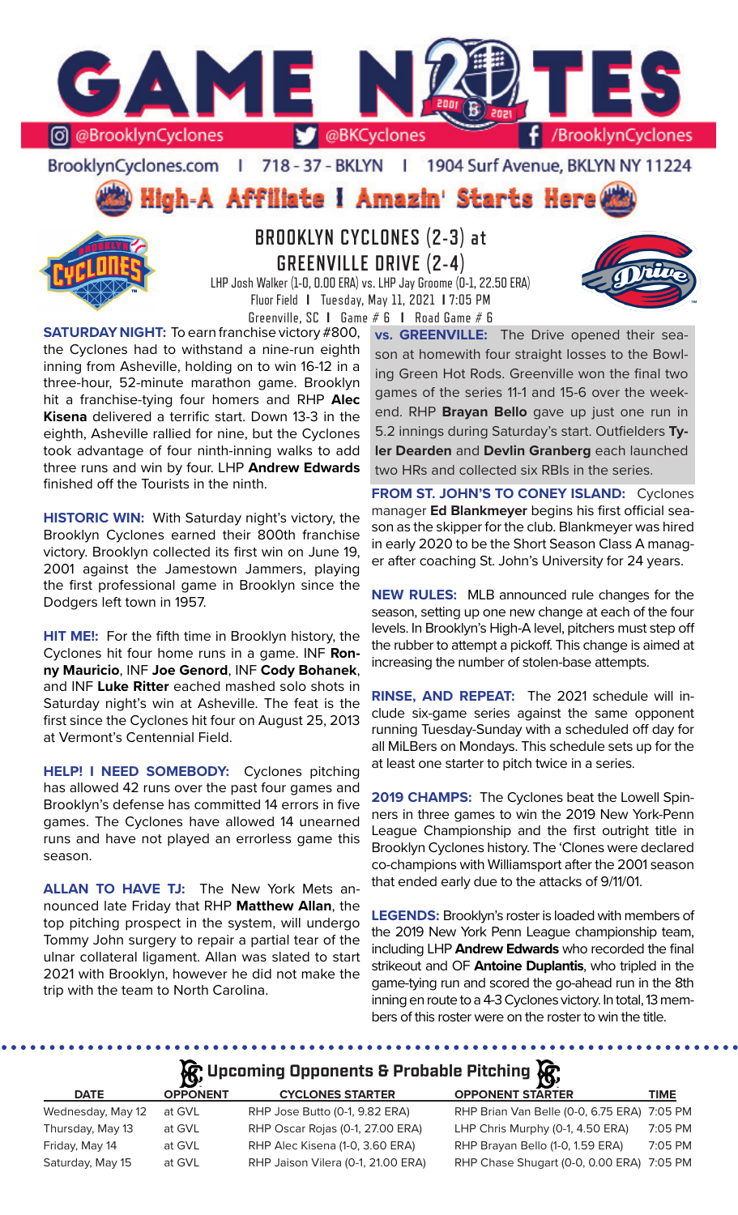# GAME NOTES

@BrooklynCyclones | @BKCyclones | /BrooklynCyclones

BrooklynCyclones.com | 718 - 37 - BKLYN | 1904 Surf Avenue, BKLYN NY 11224

## High-A Affiliate I Amazin' Starts Here

## BROOKLYN CYCLONES (2-3) at GREENVILLE DRIVE (2-4)

LHP Josh Walker (1-0, 0.00 ERA) vs. LHP Jay Groome (0-1, 22.50 ERA)
Fluor Field | Tuesday, May 11, 2021 | 7:05 PM
Greenville, SC | Game # 6 | Road Game # 6

**SATURDAY NIGHT:** To earn franchise victory #800, the Cyclones had to withstand a nine-run eighth inning from Asheville, holding on to win 16-12 in a three-hour, 52-minute marathon game. Brooklyn hit a franchise-tying four homers and RHP **Alec Kisena** delivered a terrific start. Down 13-3 in the eighth, Asheville rallied for nine, but the Cyclones took advantage of four ninth-inning walks to add three runs and win by four. LHP **Andrew Edwards** finished off the Tourists in the ninth.

**HISTORIC WIN:** With Saturday night's victory, the Brooklyn Cyclones earned their 800th franchise victory. Brooklyn collected its first win on June 19, 2001 against the Jamestown Jammers, playing the first professional game in Brooklyn since the Dodgers left town in 1957.

**HIT ME!:** For the fifth time in Brooklyn history, the Cyclones hit four home runs in a game. INF **Ronny Mauricio**, INF **Joe Genord**, INF **Cody Bohanek**, and INF **Luke Ritter** eached mashed solo shots in Saturday night's win at Asheville. The feat is the first since the Cyclones hit four on August 25, 2013 at Vermont's Centennial Field.

**HELP! I NEED SOMEBODY:** Cyclones pitching has allowed 42 runs over the past four games and Brooklyn's defense has committed 14 errors in five games. The Cyclones have allowed 14 unearned runs and have not played an errorless game this season.

**ALLAN TO HAVE TJ:** The New York Mets announced late Friday that RHP **Matthew Allan**, the top pitching prospect in the system, will undergo Tommy John surgery to repair a partial tear of the ulnar collateral ligament. Allan was slated to start 2021 with Brooklyn, however he did not make the trip with the team to North Carolina.

**vs. GREENVILLE:** The Drive opened their season at homewith four straight losses to the Bowling Green Hot Rods. Greenville won the final two games of the series 11-1 and 15-6 over the weekend. RHP **Brayan Bello** gave up just one run in 5.2 innings during Saturday's start. Outfielders **Tyler Dearden** and **Devlin Granberg** each launched two HRs and collected six RBIs in the series.

**FROM ST. JOHN'S TO CONEY ISLAND:** Cyclones manager **Ed Blankmeyer** begins his first official season as the skipper for the club. Blankmeyer was hired in early 2020 to be the Short Season Class A manager after coaching St. John's University for 24 years.

**NEW RULES:** MLB announced rule changes for the season, setting up one new change at each of the four levels. In Brooklyn's High-A level, pitchers must step off the rubber to attempt a pickoff. This change is aimed at increasing the number of stolen-base attempts.

**RINSE, AND REPEAT:** The 2021 schedule will include six-game series against the same opponent running Tuesday-Sunday with a scheduled off day for all MiLBers on Mondays. This schedule sets up for the at least one starter to pitch twice in a series.

**2019 CHAMPS:** The Cyclones beat the Lowell Spinners in three games to win the 2019 New York-Penn League Championship and the first outright title in Brooklyn Cyclones history. The 'Clones were declared co-champions with Williamsport after the 2001 season that ended early due to the attacks of 9/11/01.

**LEGENDS:** Brooklyn's roster is loaded with members of the 2019 New York Penn League championship team, including LHP **Andrew Edwards** who recorded the final strikeout and OF **Antoine Duplantis**, who tripled in the game-tying run and scored the go-ahead run in the 8th inning en route to a 4-3 Cyclones victory. In total, 13 members of this roster were on the roster to win the title.

### Upcoming Opponents & Probable Pitching

| DATE | OPPONENT | CYCLONES STARTER | OPPONENT STARTER | TIME |
|---|---|---|---|---|
| Wednesday, May 12 | at GVL | RHP Jose Butto (0-1, 9.82 ERA) | RHP Brian Van Belle (0-0, 6.75 ERA) | 7:05 PM |
| Thursday, May 13 | at GVL | RHP Oscar Rojas (0-1, 27.00 ERA) | LHP Chris Murphy (0-1, 4.50 ERA) | 7:05 PM |
| Friday, May 14 | at GVL | RHP Alec Kisena (1-0, 3.60 ERA) | RHP Brayan Bello (1-0, 1.59 ERA) | 7:05 PM |
| Saturday, May 15 | at GVL | RHP Jaison Vilera (0-1, 21.00 ERA) | RHP Chase Shugart (0-0, 0.00 ERA) | 7:05 PM |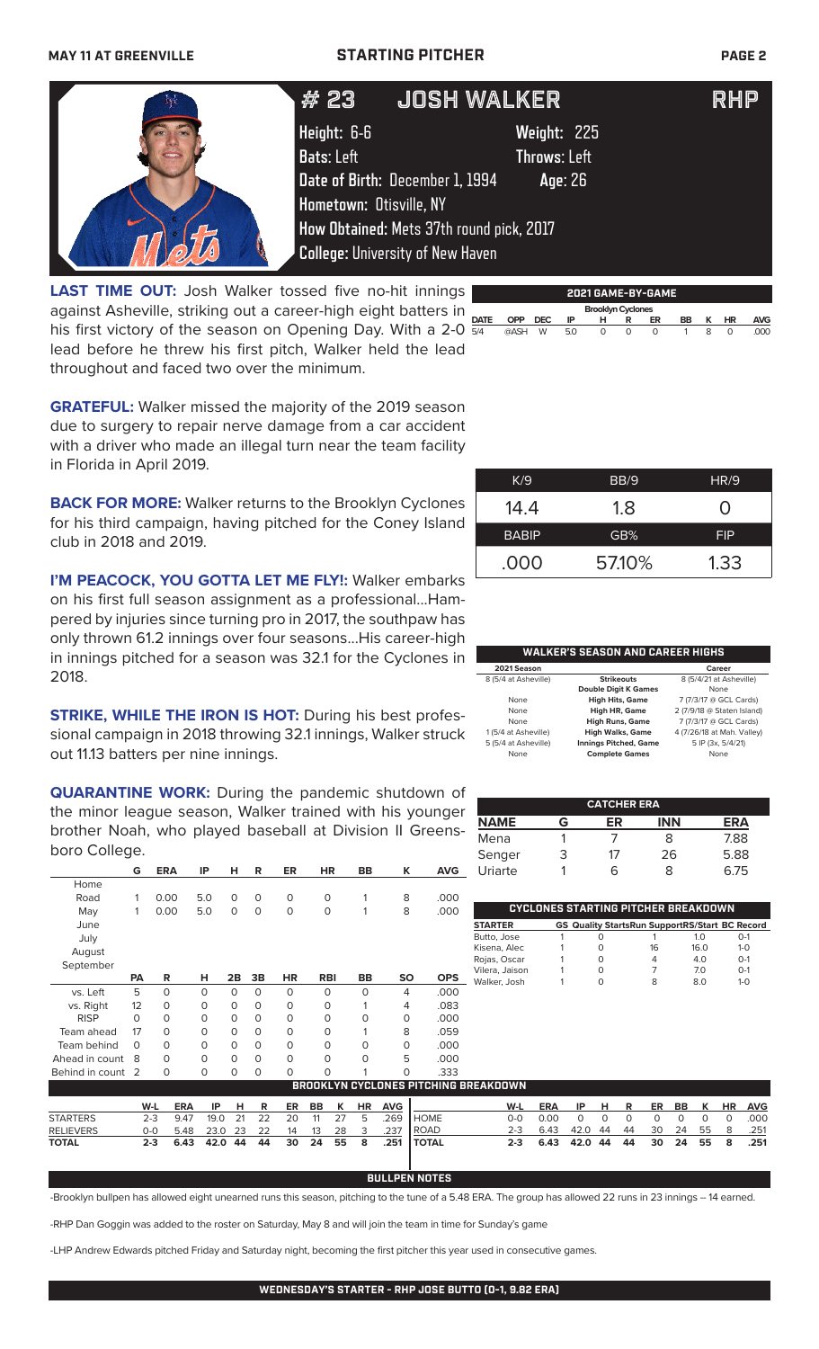MAY 11 AT GREENVILLE — STARTING PITCHER

# #23 JOSH WALKER — RHP

**Height:** 6-6 **Weight:** 225
**Bats:** Left **Throws:** Left
**Date of Birth:** December 1, 1994 **Age:** 26
**Hometown:** Otisville, NY
**How Obtained:** Mets 37th round pick, 2017
**College:** University of New Haven

**LAST TIME OUT:** Josh Walker tossed five no-hit innings against Asheville, striking out a career-high eight batters in his first victory of the season on Opening Day. With a 2-0 lead before he threw his first pitch, Walker held the lead throughout and faced two over the minimum.

**GRATEFUL:** Walker missed the majority of the 2019 season due to surgery to repair nerve damage from a car accident with a driver who made an illegal turn near the team facility in Florida in April 2019.

**BACK FOR MORE:** Walker returns to the Brooklyn Cyclones for his third campaign, having pitched for the Coney Island club in 2018 and 2019.

**I'M PEACOCK, YOU GOTTA LET ME FLY!:** Walker embarks on his first full season assignment as a professional...Hampered by injuries since turning pro in 2017, the southpaw has only thrown 61.2 innings over four seasons...His career-high in innings pitched for a season was 32.1 for the Cyclones in 2018.

**STRIKE, WHILE THE IRON IS HOT:** During his best professional campaign in 2018 throwing 32.1 innings, Walker struck out 11.13 batters per nine innings.

**QUARANTINE WORK:** During the pandemic shutdown of the minor league season, Walker trained with his younger brother Noah, who played baseball at Division II Greensboro College.

**2021 GAME-BY-GAME** (Brooklyn Cyclones)

| DATE | OPP | DEC | IP | H | R | ER | BB | K | HR | AVG |
|---|---|---|---|---|---|---|---|---|---|---|
| 5/4 | @ASH | W | 5.0 | 0 | 0 | 0 | 1 | 8 | 0 | .000 |

| K/9 | BB/9 | HR/9 |
|---|---|---|
| 14.4 | 1.8 | 0 |
| **BABIP** | **GB%** | **FIP** |
| .000 | 57.10% | 1.33 |

**WALKER'S SEASON AND CAREER HIGHS**

| 2021 Season | | Career |
|---|---|---|
| 8 (5/4 at Asheville) | Strikeouts | 8 (5/4/21 at Asheville) |
| | Double Digit K Games | None |
| None | High Hits, Game | 7 (7/3/17 @ GCL Cards) |
| None | High HR, Game | 2 (7/9/18 @ Staten Island) |
| None | High Runs, Game | 7 (7/3/17 @ GCL Cards) |
| 1 (5/4 at Asheville) | High Walks, Game | 4 (7/26/18 at Mah. Valley) |
| 5 (5/4 at Asheville) | Innings Pitched, Game | 5 IP (3x, 5/4/21) |
| None | Complete Games | None |

**CATCHER ERA**

| NAME | G | ER | INN | ERA |
|---|---|---|---|---|
| Mena | 1 | 7 | 8 | 7.88 |
| Senger | 3 | 17 | 26 | 5.88 |
| Uriarte | 1 | 6 | 8 | 6.75 |

| | G | ERA | IP | H | R | ER | HR | BB | K | AVG |
|---|---|---|---|---|---|---|---|---|---|---|
| Home | | | | | | | | | | |
| Road | 1 | 0.00 | 5.0 | 0 | 0 | 0 | 0 | 1 | 8 | .000 |
| May | 1 | 0.00 | 5.0 | 0 | 0 | 0 | 0 | 1 | 8 | .000 |
| June | | | | | | | | | | |
| July | | | | | | | | | | |
| August | | | | | | | | | | |
| September | | | | | | | | | | |

| | PA | R | H | 2B | 3B | HR | RBI | BB | SO | OPS |
|---|---|---|---|---|---|---|---|---|---|---|
| vs. Left | 5 | 0 | 0 | 0 | 0 | 0 | 0 | 0 | 4 | .000 |
| vs. Right | 12 | 0 | 0 | 0 | 0 | 0 | 0 | 1 | 4 | .083 |
| RISP | 0 | 0 | 0 | 0 | 0 | 0 | 0 | 0 | 0 | .000 |
| Team ahead | 17 | 0 | 0 | 0 | 0 | 0 | 0 | 1 | 8 | .059 |
| Team behind | 0 | 0 | 0 | 0 | 0 | 0 | 0 | 0 | 0 | .000 |
| Ahead in count | 8 | 0 | 0 | 0 | 0 | 0 | 0 | 0 | 5 | .000 |
| Behind in count | 2 | 0 | 0 | 0 | 0 | 0 | 0 | 1 | 0 | .333 |

**CYCLONES STARTING PITCHER BREAKDOWN**

| STARTER | GS | Quality Starts | Run Support | RS/Start | BC Record |
|---|---|---|---|---|---|
| Butto, Jose | 1 | 0 | 1 | 1.0 | 0-1 |
| Kisena, Alec | 1 | 0 | 16 | 16.0 | 1-0 |
| Rojas, Oscar | 1 | 0 | 4 | 4.0 | 0-1 |
| Vilera, Jaison | 1 | 0 | 7 | 7.0 | 0-1 |
| Walker, Josh | 1 | 0 | 8 | 8.0 | 1-0 |

**BROOKLYN CYCLONES PITCHING BREAKDOWN**

| | W-L | ERA | IP | H | R | ER | BB | K | HR | AVG |
|---|---|---|---|---|---|---|---|---|---|---|
| STARTERS | 2-3 | 9.47 | 19.0 | 21 | 22 | 20 | 11 | 27 | 5 | .269 |
| RELIEVERS | 0-0 | 5.48 | 23.0 | 23 | 22 | 14 | 13 | 28 | 3 | .237 |
| **TOTAL** | **2-3** | **6.43** | **42.0** | **44** | **44** | **30** | **24** | **55** | **8** | **.251** |

| | W-L | ERA | IP | H | R | ER | BB | K | HR | AVG |
|---|---|---|---|---|---|---|---|---|---|---|
| HOME | 0-0 | 0.00 | 0 | 0 | 0 | 0 | 0 | 0 | 0 | .000 |
| ROAD | 2-3 | 6.43 | 42.0 | 44 | 44 | 30 | 24 | 55 | 8 | .251 |
| **TOTAL** | **2-3** | **6.43** | **42.0** | **44** | **44** | **30** | **24** | **55** | **8** | **.251** |

**BULLPEN NOTES**

-Brooklyn bullpen has allowed eight unearned runs this season, pitching to the tune of a 5.48 ERA. The group has allowed 22 runs in 23 innings – 14 earned.

-RHP Dan Goggin was added to the roster on Saturday, May 8 and will join the team in time for Sunday's game

-LHP Andrew Edwards pitched Friday and Saturday night, becoming the first pitcher this year used in consecutive games.

**WEDNESDAY'S STARTER - RHP JOSE BUTTO (0-1, 9.82 ERA)**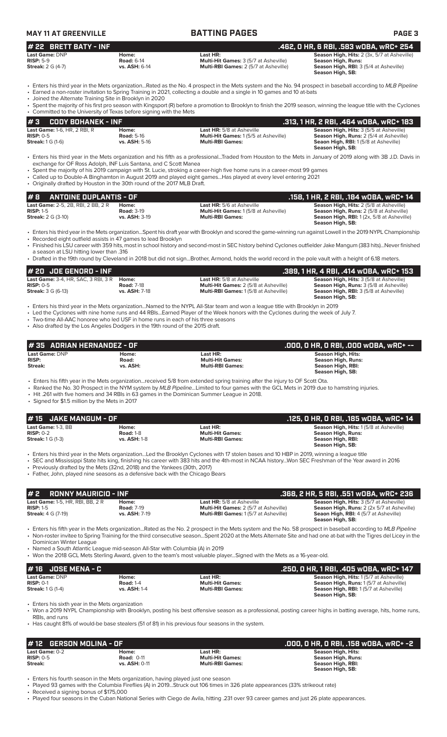## MAY 11 AT GREENVILLE — BATTING PAGES

### # 22 BRETT BATY - INF — .462, 0 HR, 6 RBI, .583 wOBA, wRC+ 254

| | | | |
|---|---|---|---|
| **Last Game:** DNP | **Home:** | **Last HR:** | **Season High, Hits:** 2 (3x, 5/7 at Asheville) |
| **RISP:** 5-9 | **Road:** 6-14 | **Multi-Hit Games:** 3 (5/7 at Asheville) | **Season High, Runs:** |
| **Streak:** 2 G (4-7) | **vs. ASH:** 6-14 | **Multi-RBI Games:** 2 (5/7 at Asheville) | **Season High, RBI:** 3 (5/4 at Asheville) |
| | | | **Season High, SB:** |

- Enters his third year in the Mets organization...Rated as the No. 4 prospect in the Mets system and the No. 94 prospect in baseball according to *MLB Pipeline*
- Earned a non-roster invitation to Spring Training in 2021, collecting a double and a single in 10 games and 10 at-bats
- Joined the Alternate Training Site in Brooklyn in 2020
- Spent the majority of his first pro season with Kingsport (R) before a promotion to Brooklyn to finish the 2019 season, winning the league title with the Cyclones
- Committed to the University of Texas before signing with the Mets

### # 3 CODY BOHANEK - INF — .313, 1 HR, 2 RBI, .464 wOBA, wRC+ 183

| | | | |
|---|---|---|---|
| **Last Game:** 1-6, HR, 2 RBI, R | **Home:** | **Last HR:** 5/8 at Asheville | **Season High, Hits:** 3 (5/5 at Asheville) |
| **RISP:** 0-5 | **Road:** 5-16 | **Multi-Hit Games:** 1 (5/5 at Asheville) | **Season High, Runs:** 2 (5/4 at Asheville) |
| **Streak:** 1 G (1-6) | **vs. ASH:** 5-16 | **Multi-RBI Games:** | **Seaon High, RBI:** 1 (5/8 at Asheville) |
| | | | **Season High, SB:** |

- Enters his third year in the Mets organization and his fifth as a professional...Traded from Houston to the Mets in January of 2019 along with 3B J.D. Davis in exchange for OF Ross Adolph, INF Luis Santana, and C Scott Manea
- Spent the majority of his 2019 campaign with St. Lucie, stroking a career-high five home runs in a career-most 99 games
- Called up to Double-A Binghamton in August 2019 and played eight games...Has played at every level entering 2021
- Originally drafted by Houston in the 30th round of the 2017 MLB Draft.

### # 8 ANTOINE DUPLANTIS - OF — .158, 1 HR, 2 RBI, .184 wOBA, wRC+ 14

| | | | |
|---|---|---|---|
| **Last Game:** 2-5, 2B, RBI, 2 BB, 2 R | **Home:** | **Last HR:** 5/6 at Asheville | **Season High, Hits:** 2 (5/8 at Asheville) |
| **RISP:** 1-5 | **Road:** 3-19 | **Multi-Hit Games:** 1 (5/8 at Asheville) | **Season High, Runs:** 2 (5/8 at Asheville) |
| **Streak:** 2 G (3-10) | **vs. ASH:** 3-19 | **Multi-RBI Games:** | **Season High, RBI:** 1 (2x, 5/8 at Asheville) |
| | | | **Season High, SB:** |

- Enters his third year in the Mets organization...Spent his draft year with Brooklyn and scored the game-winning run against Lowell in the 2019 NYPL Championship
- Recorded eight outfield assists in 47 games to lead Brooklyn
- Finished his LSU career with 359 hits, most in school history and second-most in SEC history behind Cyclones outfielder Jake Mangum (383 hits)...Never finished a season at LSU hitting lower than .316
- Drafted in the 19th round by Cleveland in 2018 but did not sign...Brother, Armond, holds the world record in the pole vault with a height of 6.18 meters.

### # 20 JOE GENORD - INF — .389, 1 HR, 4 RBI, .414 wOBA, wRC+ 153

| | | | |
|---|---|---|---|
| **Last Game:** 3-4, HR, SAC, 3 RBI, 3 R | **Home:** | **Last HR:** 5/8 at Asheville | **Season High, Hits:** 3 (5/8 at Asheville) |
| **RISP:** 0-5 | **Road:** 7-18 | **Multi-Hit Games:** 2 (5/8 at Asheville) | **Season High, Runs:** 3 (5/8 at Asheville) |
| **Streak:** 3 G (6-13) | **vs. ASH:** 7-18 | **Multi-RBI Games:** 1 (5/8 at Asheville) | **Season High, RBI:** 3 (5/8 at Asheville) |
| | | | **Season High, SB:** |

- Enters his third year in the Mets organization...Named to the NYPL All-Star team and won a league title with Brooklyn in 2019
- Led the Cyclones with nine home runs and 44 RBIs...Earned Player of the Week honors with the Cyclones during the week of July 7.
- Two-time All-AAC honoree who led USF in home runs in each of his three seasons
- Also drafted by the Los Angeles Dodgers in the 19th round of the 2015 draft.

### # 35 ADRIAN HERNANDEZ - OF — .000, 0 HR, 0 RBI, .000 wOBA, wRC+ --

| | | | |
|---|---|---|---|
| **Last Game:** DNP | **Home:** | **Last HR:** | **Season High, Hits:** |
| **RISP:** | **Road:** | **Multi-Hit Games:** | **Season High, Runs:** |
| **Streak:** | **vs. ASH:** | **Multi-RBI Games:** | **Season High, RBI:** |
| | | | **Season High, SB:** |

- Enters his fifth year in the Mets organization...received 5/8 from extended spring training after the injury to OF Scott Ota.
- Ranked the No. 30 Prospect in the NYM system by *MLB Pipeline*...Limited to four games with the GCL Mets in 2019 due to hamstring injuries.
- Hit .261 with five homers and 34 RBIs in 63 games in the Dominican Summer League in 2018.
- Signed for $1.5 million by the Mets in 2017

### # 15 JAKE MANGUM - OF — .125, 0 HR, 0 RBI, .185 wOBA, wRC+ 14

| | | | |
|---|---|---|---|
| **Last Game:** 1-3, BB | **Home:** | **Last HR:** | **Season High, Hits:** 1 (5/8 at Asheville) |
| **RISP:** 0-2 | **Road:** 1-8 | **Multi-Hit Games:** | **Season High, Runs:** |
| **Streak:** 1 G (1-3) | **vs. ASH:** 1-8 | **Multi-RBI Games:** | **Season High, RBI:** |
| | | | **Season High, SB:** |

- Enters his third year in the Mets organization...Led the Brooklyn Cyclones with 17 stolen bases and 10 HBP in 2019, winning a league title
- SEC and Mississippi State hits king, finishing his career with 383 hits and the 4th-most in NCAA history...Won SEC Freshman of the Year award in 2016
- Previously drafted by the Mets (32nd, 2018) and the Yankees (30th, 2017)
- Father, John, played nine seasons as a defensive back with the Chicago Bears

### # 2 RONNY MAURICIO - INF — .368, 2 HR, 5 RBI, .551 wOBA, wRC+ 236

| | | | |
|---|---|---|---|
| **Last Game:** 1-5, HR, RBI, BB, 2 R | **Home:** | **Last HR:** 5/8 at Asheville | **Season High, Hits:** 3 (5/7 at Asheville) |
| **RISP:** 1-5 | **Road:** 7-19 | **Multi-Hit Games:** 2 (5/7 at Asheville) | **Season High, Runs:** 2 (2x 5/7 at Asheville) |
| **Streak:** 4 G (7-19) | **vs. ASH:** 7-19 | **Multi-RBI Games:** 1 (5/7 at Asheville) | **Seaon High, RBI:** 4 (5/7 at Asheville) |
| | | | **Season High, SB:** |

- Enters his fifth year in the Mets organization...Rated as the No. 2 prospect in the Mets system and the No. 58 prospect in baseball according to *MLB Pipeline*
- Non-roster invitee to Spring Training for the third consecutive season...Spent 2020 at the Mets Alternate Site and had one at-bat with the Tigres del Licey in the Dominican Winter League
- Named a South Atlantic League mid-season All-Star with Columbia (A) in 2019
- Won the 2018 GCL Mets Sterling Award, given to the team's most valuable player...Signed with the Mets as a 16-year-old.

### # 16 JOSE MENA - C — .250, 0 HR, 1 RBI, .405 wOBA, wRC+ 147

| | | | |
|---|---|---|---|
| **Last Game:** DNP | **Home:** | **Last HR:** | **Season High, Hits:** 1 (5/7 at Asheville) |
| **RISP:** 0-1 | **Road:** 1-4 | **Multi-Hit Games:** | **Season High, Runs:** 1 (5/7 at Asheville) |
| **Streak:** 1 G (1-4) | **vs. ASH:** 1-4 | **Multi-RBI Games:** | **Season High, RBI:** 1 (5/7 at Asheville) |
| | | | **Season High, SB:** |

- Enters his sixth year in the Mets organization
- Won a 2019 NYPL Championship with Brooklyn, posting his best offensive season as a professional, posting career highs in batting average, hits, home runs, RBIs, and runs
- Has caught 81% of would-be base stealers (51 of 81) in his previous four seasons in the system.

### # 12 GERSON MOLINA - OF — .000, 0 HR, 0 RBI, .158 wOBA, wRC+ -2

| | | | |
|---|---|---|---|
| **Last Game:** 0-2 | **Home:** | **Last HR:** | **Season High, Hits:** |
| **RISP:** 0-5 | **Road:** 0-11 | **Multi-Hit Games:** | **Season High, Runs:** |
| **Streak:** | **vs. ASH:** 0-11 | **Multi-RBI Games:** | **Season High, RBI:** |
| | | | **Season High, SB:** |

- Enters his fourth season in the Mets organization, having played just one season
- Played 93 games with the Columbia Fireflies (A) in 2019...Struck out 106 times in 326 plate appearances (33% strikeout rate)
- Received a signing bonus of $175,000
- Played four seasons in the Cuban National Series with Ciego de Avila, hitting .231 over 93 career games and just 26 plate appearances.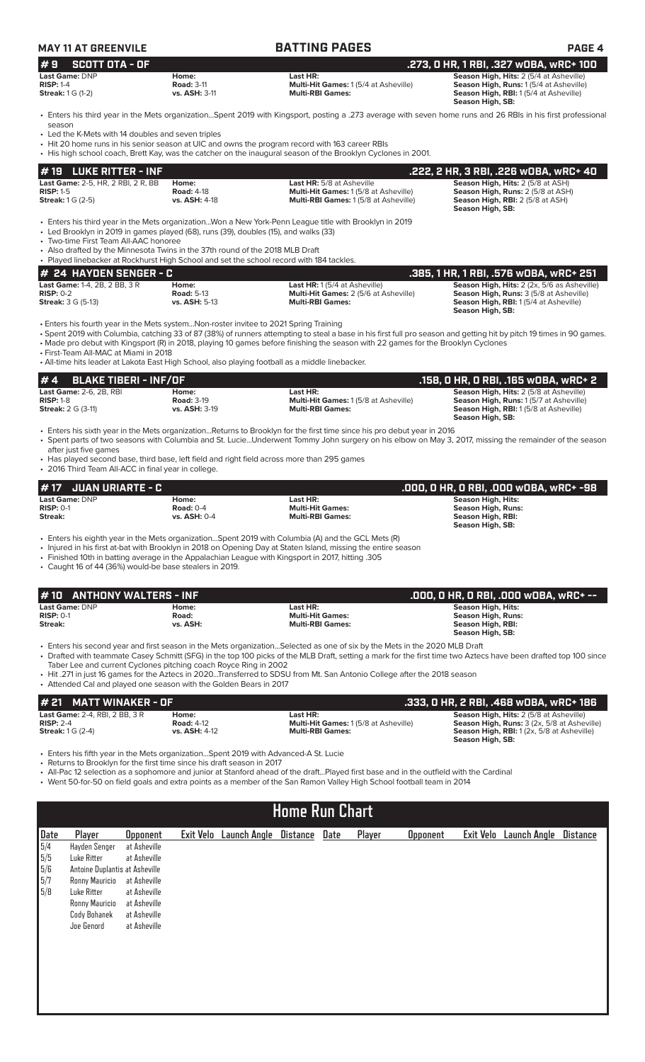**MAY 11 AT GREENVILLE** | **BATTING PAGES**

## #9 SCOTT OTA - OF
**.273, 0 HR, 1 RBI, .327 wOBA, wRC+ 100**

| | | | |
|---|---|---|---|
| **Last Game:** DNP | **Home:** | **Last HR:** | **Season High, Hits:** 2 (5/4 at Asheville) |
| **RISP:** 1-4 | **Road:** 3-11 | **Multi-Hit Games:** 1 (5/4 at Asheville) | **Season High, Runs:** 1 (5/4 at Asheville) |
| **Streak:** 1 G (1-2) | **vs. ASH:** 3-11 | **Multi-RBI Games:** | **Season High, RBI:** 1 (5/4 at Asheville) |
| | | | **Season High, SB:** |

- Enters his third year in the Mets organization...Spent 2019 with Kingsport, posting a .273 average with seven home runs and 26 RBIs in his first professional season
- Led the K-Mets with 14 doubles and seven triples
- Hit 20 home runs in his senior season at UIC and owns the program record with 163 career RBIs
- His high school coach, Brett Kay, was the catcher on the inaugural season of the Brooklyn Cyclones in 2001.

## #19 LUKE RITTER - INF
**.222, 2 HR, 3 RBI, .226 wOBA, wRC+ 40**

| | | | |
|---|---|---|---|
| **Last Game:** 2-5, HR, 2 RBI, 2 R, BB | **Home:** | **Last HR:** 5/8 at Asheville | **Season High, Hits:** 2 (5/8 at ASH) |
| **RISP:** 1-5 | **Road:** 4-18 | **Multi-Hit Games:** 1 (5/8 at Asheville) | **Season High, Runs:** 2 (5/8 at ASH) |
| **Streak:** 1 G (2-5) | **vs. ASH:** 4-18 | **Multi-RBI Games:** 1 (5/8 at Asheville) | **Season High, RBI:** 2 (5/8 at ASH) |
| | | | **Season High, SB:** |

- Enters his third year in the Mets organization...Won a New York-Penn League title with Brooklyn in 2019
- Led Brooklyn in 2019 in games played (68), runs (39), doubles (15), and walks (33)
- Two-time First Team All-AAC honoree
- Also drafted by the Minnesota Twins in the 37th round of the 2018 MLB Draft
- Played linebacker at Rockhurst High School and set the school record with 184 tackles.

## # 24 HAYDEN SENGER - C
**.385, 1 HR, 1 RBI, .576 wOBA, wRC+ 251**

| | | | |
|---|---|---|---|
| **Last Game:** 1-4, 2B, 2 BB, 3 R | **Home:** | **Last HR:** 1 (5/4 at Asheville) | **Season High, Hits:** 2 (2x, 5/6 as Asheville) |
| **RISP:** 0-2 | **Road:** 5-13 | **Multi-Hit Games:** 2 (5/6 at Asheville) | **Season High, Runs:** 3 (5/8 at Asheville) |
| **Streak:** 3 G (5-13) | **vs. ASH:** 5-13 | **Multi-RBI Games:** | **Season High, RBI:** 1 (5/4 at Asheville) |
| | | | **Season High, SB:** |

- Enters his fourth year in the Mets system...Non-roster invitee to 2021 Spring Training
- Spent 2019 with Columbia, catching 33 of 87 (38%) of runners attempting to steal a base in his first full pro season and getting hit by pitch 19 times in 90 games.
- Made pro debut with Kingsport (R) in 2018, playing 10 games before finishing the season with 22 games for the Brooklyn Cyclones
- First-Team All-MAC at Miami in 2018
- All-time hits leader at Lakota East High School, also playing football as a middle linebacker.

## #4 BLAKE TIBERI - INF/OF
**.158, 0 HR, 0 RBI, .165 wOBA, wRC+ 2**

| | | | |
|---|---|---|---|
| **Last Game:** 2-6, 2B, RBI | **Home:** | **Last HR:** | **Season High, Hits:** 2 (5/8 at Asheville) |
| **RISP:** 1-8 | **Road:** 3-19 | **Multi-Hit Games:** 1 (5/8 at Asheville) | **Season High, Runs:** 1 (5/7 at Asheville) |
| **Streak:** 2 G (3-11) | **vs. ASH:** 3-19 | **Multi-RBI Games:** | **Season High, RBI:** 1 (5/8 at Asheville) |
| | | | **Season High, SB:** |

- Enters his sixth year in the Mets organization...Returns to Brooklyn for the first time since his pro debut year in 2016
- Spent parts of two seasons with Columbia and St. Lucie...Underwent Tommy John surgery on his elbow on May 3, 2017, missing the remainder of the season after just five games
- Has played second base, third base, left field and right field across more than 295 games
- 2016 Third Team All-ACC in final year in college.

## #17 JUAN URIARTE - C
**.000, 0 HR, 0 RBI, .000 wOBA, wRC+ -98**

| | | | |
|---|---|---|---|
| **Last Game:** DNP | **Home:** | **Last HR:** | **Season High, Hits:** |
| **RISP:** 0-1 | **Road:** 0-4 | **Multi-Hit Games:** | **Season High, Runs:** |
| **Streak:** | **vs. ASH:** 0-4 | **Multi-RBI Games:** | **Season High, RBI:** |
| | | | **Season High, SB:** |

- Enters his eighth year in the Mets organization...Spent 2019 with Columbia (A) and the GCL Mets (R)
- Injured in his first at-bat with Brooklyn in 2018 on Opening Day at Staten Island, missing the entire season
- Finished 10th in batting average in the Appalachian League with Kingsport in 2017, hitting .305
- Caught 16 of 44 (36%) would-be base stealers in 2019.

## #10 ANTHONY WALTERS - INF
**.000, 0 HR, 0 RBI, .000 wOBA, wRC+ --**

| | | | |
|---|---|---|---|
| **Last Game:** DNP | **Home:** | **Last HR:** | **Season High, Hits:** |
| **RISP:** 0-1 | **Road:** | **Multi-Hit Games:** | **Season High, Runs:** |
| **Streak:** | **vs. ASH:** | **Multi-RBI Games:** | **Season High, RBI:** |
| | | | **Season High, SB:** |

- Enters his second year and first season in the Mets organization...Selected as one of six by the Mets in the 2020 MLB Draft
- Drafted with teammate Casey Schmitt (SFG) in the top 100 picks of the MLB Draft, setting a mark for the first time two Aztecs have been drafted top 100 since Taber Lee and current Cyclones pitching coach Royce Ring in 2002
- Hit .271 in just 16 games for the Aztecs in 2020...Transferred to SDSU from Mt. San Antonio College after the 2018 season
- Attended Cal and played one season with the Golden Bears in 2017

## #21 MATT WINAKER - OF
**.333, 0 HR, 2 RBI, .468 wOBA, wRC+ 186**

| | | | |
|---|---|---|---|
| **Last Game:** 2-4, RBI, 2 BB, 3 R | **Home:** | **Last HR:** | **Season High, Hits:** 2 (5/8 at Asheville) |
| **RISP:** 2-4 | **Road:** 4-12 | **Multi-Hit Games:** 1 (5/8 at Asheville) | **Season High, Runs:** 3 (2x, 5/8 at Asheville) |
| **Streak:** 1 G (2-4) | **vs. ASH:** 4-12 | **Multi-RBI Games:** | **Season High, RBI:** 1 (2x, 5/8 at Asheville) |
| | | | **Season High, SB:** |

- Enters his fifth year in the Mets organization...Spent 2019 with Advanced-A St. Lucie
- Returns to Brooklyn for the first time since his draft season in 2017
- All-Pac 12 selection as a sophomore and junior at Stanford ahead of the draft...Played first base and in the outfield with the Cardinal
- Went 50-for-50 on field goals and extra points as a member of the San Ramon Valley High School football team in 2014

## Home Run Chart

| Date | Player | Opponent | Exit Velo | Launch Angle | Distance | Date | Player | Opponent | Exit Velo | Launch Angle | Distance |
|---|---|---|---|---|---|---|---|---|---|---|---|
| 5/4 | Hayden Senger | at Asheville | | | | | | | | | |
| 5/5 | Luke Ritter | at Asheville | | | | | | | | | |
| 5/6 | Antoine Duplantis | at Asheville | | | | | | | | | |
| 5/7 | Ronny Mauricio | at Asheville | | | | | | | | | |
| 5/8 | Luke Ritter | at Asheville | | | | | | | | | |
| | Ronny Mauricio | at Asheville | | | | | | | | | |
| | Cody Bohanek | at Asheville | | | | | | | | | |
| | Joe Genord | at Asheville | | | | | | | | | |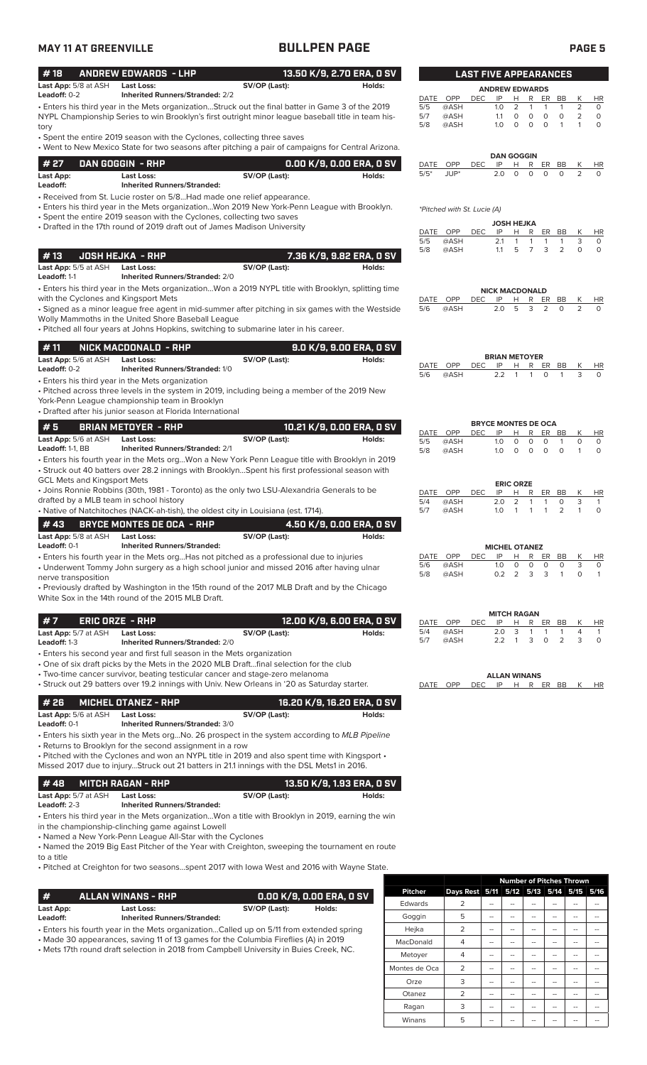## BULLPEN PAGE

MAY 11 AT GREENVILLE

### #18 ANDREW EDWARDS - LHP — 13.50 K/9, 2.70 ERA, 0 SV

**Last App:** 5/8 at ASH **Last Loss:** **SV/OP (Last):** **Holds:**
**Leadoff:** 0-2 **Inherited Runners/Stranded:** 2/2

- Enters his third year in the Mets organization...Struck out the final batter in Game 3 of the 2019 NYPL Championship Series to win Brooklyn's first outright minor league baseball title in team history
- Spent the entire 2019 season with the Cyclones, collecting three saves
- Went to New Mexico State for two seasons after pitching a pair of campaigns for Central Arizona.

### #27 DAN GOGGIN - RHP — 0.00 K/9, 0.00 ERA, 0 SV

**Last App:** **Last Loss:** **SV/OP (Last):** **Holds:**
**Leadoff:** **Inherited Runners/Stranded:**

- Received from St. Lucie roster on 5/8...Had made one relief appearance.
- Enters his third year in the Mets organization...Won 2019 New York-Penn League with Brooklyn.
- Spent the entire 2019 season with the Cyclones, collecting two saves
- Drafted in the 17th round of 2019 draft out of James Madison University

### #13 JOSH HEJKA - RHP — 7.36 K/9, 9.82 ERA, 0 SV

**Last App:** 5/5 at ASH **Last Loss:** **SV/OP (Last):** **Holds:**
**Leadoff:** 1-1 **Inherited Runners/Stranded:** 2/0

- Enters his third year in the Mets organization...Won a 2019 NYPL title with Brooklyn, splitting time with the Cyclones and Kingsport Mets
- Signed as a minor league free agent in mid-summer after pitching in six games with the Westside Wolly Mammoths in the United Shore Baseball League
- Pitched all four years at Johns Hopkins, switching to submarine later in his career.

### #11 NICK MACDONALD - RHP — 9.0 K/9, 9.00 ERA, 0 SV

**Last App:** 5/6 at ASH **Last Loss:** **SV/OP (Last):** **Holds:**
**Leadoff:** 0-2 **Inherited Runners/Stranded:** 1/0

- Enters his third year in the Mets organization
- Pitched across three levels in the system in 2019, including being a member of the 2019 New York-Penn League championship team in Brooklyn
- Drafted after his junior season at Florida International

### #5 BRIAN METOYER - RHP — 10.21 K/9, 0.00 ERA, 0 SV

**Last App:** 5/6 at ASH **Last Loss:** **SV/OP (Last):** **Holds:**
**Leadoff:** 1-1, BB **Inherited Runners/Stranded:** 2/1

- Enters his fourth year in the Mets org...Won a New York Penn League title with Brooklyn in 2019
- Struck out 40 batters over 28.2 innings with Brooklyn...Spent his first professional season with GCL Mets and Kingsport Mets
- Joins Ronnie Robbins (30th, 1981 - Toronto) as the only two LSU-Alexandria Generals to be drafted by a MLB team in school history
- Native of Natchitoches (NACK-ah-tish), the oldest city in Louisiana (est. 1714).

### #43 BRYCE MONTES DE OCA - RHP — 4.50 K/9, 0.00 ERA, 0 SV

**Last App:** 5/8 at ASH **Last Loss:** **SV/OP (Last):** **Holds:**
**Leadoff:** 0-1 **Inherited Runners/Stranded:**

- Enters his fourth year in the Mets org...Has not pitched as a professional due to injuries
- Underwent Tommy John surgery as a high school junior and missed 2016 after having ulnar nerve transposition
- Previously drafted by Washington in the 15th round of the 2017 MLB Draft and by the Chicago White Sox in the 14th round of the 2015 MLB Draft.

### #7 ERIC ORZE - RHP — 12.00 K/9, 6.00 ERA, 0 SV

**Last App:** 5/7 at ASH **Last Loss:** **SV/OP (Last):** **Holds:**
**Leadoff:** 1-3 **Inherited Runners/Stranded:** 2/0

- Enters his second year and first full season in the Mets organization
- One of six draft picks by the Mets in the 2020 MLB Draft...final selection for the club
- Two-time cancer survivor, beating testicular cancer and stage-zero melanoma
- Struck out 29 batters over 19.2 innings with Univ. New Orleans in '20 as Saturday starter.

### #26 MICHEL OTANEZ - RHP — 16.20 K/9, 16.20 ERA, 0 SV

**Last App:** 5/6 at ASH **Last Loss:** **SV/OP (Last):** **Holds:**
**Leadoff:** 0-1 **Inherited Runners/Stranded:** 3/0

- Enters his sixth year in the Mets org...No. 26 prospect in the system according to *MLB Pipeline*
- Returns to Brooklyn for the second assignment in a row
- Pitched with the Cyclones and won an NYPL title in 2019 and also spent time with Kingsport • Missed 2017 due to injury...Struck out 21 batters in 21.1 innings with the DSL Mets1 in 2016.

### #48 MITCH RAGAN - RHP — 13.50 K/9, 1.93 ERA, 0 SV

**Last App:** 5/7 at ASH **Last Loss:** **SV/OP (Last):** **Holds:**
**Leadoff:** 2-3 **Inherited Runners/Stranded:**

- Enters his third year in the Mets organization...Won a title with Brooklyn in 2019, earning the win in the championship-clinching game against Lowell
- Named a New York-Penn League All-Star with the Cyclones
- Named the 2019 Big East Pitcher of the Year with Creighton, sweeping the tournament en route to a title
- Pitched at Creighton for two seasons...spent 2017 with Iowa West and 2016 with Wayne State.

### # ALLAN WINANS - RHP — 0.00 K/9, 0.00 ERA, 0 SV

**Last App:** **Last Loss:** **SV/OP (Last):** **Holds:**
**Leadoff:** **Inherited Runners/Stranded:**

- Enters his fourth year in the Mets organization...Called up on 5/11 from extended spring
- Made 30 appearances, saving 11 of 13 games for the Columbia Fireflies (A) in 2019
- Mets 17th round draft selection in 2018 from Campbell University in Buies Creek, NC.

## LAST FIVE APPEARANCES

**ANDREW EDWARDS**

| DATE | OPP | DEC | IP | H | R | ER | BB | K | HR |
|---|---|---|---|---|---|---|---|---|---|
| 5/5 | @ASH | | 1.0 | 2 | 1 | 1 | 1 | 2 | 0 |
| 5/7 | @ASH | | 1.1 | 0 | 0 | 0 | 0 | 2 | 0 |
| 5/8 | @ASH | | 1.0 | 0 | 0 | 0 | 1 | 1 | 0 |

**DAN GOGGIN**

| DATE | OPP | DEC | IP | H | R | ER | BB | K | HR |
|---|---|---|---|---|---|---|---|---|---|
| 5/5* | JUP* | | 2.0 | 0 | 0 | 0 | 0 | 2 | 0 |

*Pitched with St. Lucie (A)*

**JOSH HEJKA**

| DATE | OPP | DEC | IP | H | R | ER | BB | K | HR |
|---|---|---|---|---|---|---|---|---|---|
| 5/5 | @ASH | | 2.1 | 1 | 1 | 1 | 1 | 3 | 0 |
| 5/8 | @ASH | | 1.1 | 5 | 7 | 3 | 2 | 0 | 0 |

**NICK MACDONALD**

| DATE | OPP | DEC | IP | H | R | ER | BB | K | HR |
|---|---|---|---|---|---|---|---|---|---|
| 5/6 | @ASH | | 2.0 | 5 | 3 | 2 | 0 | 2 | 0 |

**BRIAN METOYER**

| DATE | OPP | DEC | IP | H | R | ER | BB | K | HR |
|---|---|---|---|---|---|---|---|---|---|
| 5/6 | @ASH | | 2.2 | 1 | 1 | 0 | 1 | 3 | 0 |

**BRYCE MONTES DE OCA**

| DATE | OPP | DEC | IP | H | R | ER | BB | K | HR |
|---|---|---|---|---|---|---|---|---|---|
| 5/5 | @ASH | | 1.0 | 0 | 0 | 0 | 1 | 0 | 0 |
| 5/8 | @ASH | | 1.0 | 0 | 0 | 0 | 0 | 1 | 0 |

**ERIC ORZE**

| DATE | OPP | DEC | IP | H | R | ER | BB | K | HR |
|---|---|---|---|---|---|---|---|---|---|
| 5/4 | @ASH | | 2.0 | 2 | 1 | 1 | 0 | 3 | 1 |
| 5/7 | @ASH | | 1.0 | 1 | 1 | 1 | 2 | 1 | 0 |

**MICHEL OTANEZ**

| DATE | OPP | DEC | IP | H | R | ER | BB | K | HR |
|---|---|---|---|---|---|---|---|---|---|
| 5/6 | @ASH | | 1.0 | 0 | 0 | 0 | 0 | 3 | 0 |
| 5/8 | @ASH | | 0.2 | 2 | 3 | 3 | 1 | 0 | 1 |

**MITCH RAGAN**

| DATE | OPP | DEC | IP | H | R | ER | BB | K | HR |
|---|---|---|---|---|---|---|---|---|---|
| 5/4 | @ASH | | 2.0 | 3 | 1 | 1 | 1 | 4 | 1 |
| 5/7 | @ASH | | 2.2 | 1 | 3 | 0 | 2 | 3 | 0 |

**ALLAN WINANS**

| DATE | OPP | DEC | IP | H | R | ER | BB | K | HR |
|---|---|---|---|---|---|---|---|---|---|

| | | Number of Pitches Thrown | | | | | |
|---|---|---|---|---|---|---|---|
| **Pitcher** | **Days Rest** | **5/11** | **5/12** | **5/13** | **5/14** | **5/15** | **5/16** |
| Edwards | 2 | -- | -- | -- | -- | -- | -- |
| Goggin | 5 | -- | -- | -- | -- | -- | -- |
| Hejka | 2 | -- | -- | -- | -- | -- | -- |
| MacDonald | 4 | -- | -- | -- | -- | -- | -- |
| Metoyer | 4 | -- | -- | -- | -- | -- | -- |
| Montes de Oca | 2 | -- | -- | -- | -- | -- | -- |
| Orze | 3 | -- | -- | -- | -- | -- | -- |
| Otanez | 2 | -- | -- | -- | -- | -- | -- |
| Ragan | 3 | -- | -- | -- | -- | -- | -- |
| Winans | 5 | -- | -- | -- | -- | -- | -- |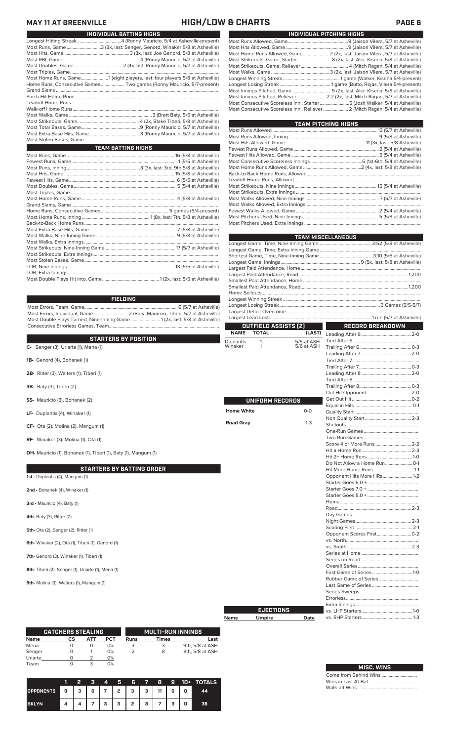# MAY 11 AT GREENVILLE — HIGH/LOW & CHARTS

## INDIVIDUAL BATTING HIGHS

| | |
|---|---|
| Longest Hitting Streak | 4 (Ronny Mauricio, 5/4 at Asheville-present) |
| Most Runs, Game | 3 (3x, last: Senger, Genord, Winaker 5/8 at Asheville) |
| Most Hits, Game. | 3 (3x, last: Joe Genord, 5/8 at Asheville) |
| Most RBI, Game | 4 (Ronny Mauricio, 5/7 at Asheville) |
| Most Doubles, Game | 2 (4x last: Ronny Mauricio, 5/7 at Asheville) |
| Most Triples, Game | |
| Most Home Runs, Game | 1 (eight players, last: four players 5/8 at Asheville) |
| Home Runs, Consecutive Games | Two games (Ronny Mauricio, 5/7-present) |
| Grand Slams | |
| Pinch-Hit Home Runs | |
| Leadoff Home Runs | |
| Walk-off Home Runs | |
| Most Walks, Game | 3 (Brett Baty, 5/5 at Asheville) |
| Most Strikeouts, Game | 4 (2x, Blake Tiberi, 5/8 at Asheville) |
| Most Total Bases, Game | 9 (Ronny Mauricio, 5/7 at Asheville) |
| Most Extra-Base Hits, Game | 3 (Ronny Mauricio, 5/7 at Asheville) |
| Most Stolen Bases, Game | |

## TEAM BATTING HIGHS

| | |
|---|---|
| Most Runs, Game | 16 (5/8 at Asheville) |
| Fewest Runs, Game | 1 (5/5 at Asheville) |
| Most Runs, Inning | 3 (3x, last: 3rd, 9th 5/8 at Asheville) |
| Most Hits, Game | 15 (5/8 at Asheville) |
| Fewest Hits, Game | 6 (5/5 at Asheville) |
| Most Doubles, Game | 5 (5/4 at Asheville) |
| Most Triples, Game | |
| Most Home Runs, Game | 4 (5/8 at Asheville) |
| Grand Slams, Game | |
| Home Runs, Consecutive Games | 5 games (5/4-present) |
| Most Home Runs, Inning | 1 (8x, last: 7th, 5/8 at Asheville) |
| Back-to-Back Home Runs | |
| Most Extra-Base Hits, Game | 7 (5/8 at Asheville) |
| Most Walks, Nine-Inning Game | 9 (5/8 at Asheville) |
| Most Walks, Extra Innings | |
| Most Strikeouts, Nine-Inning Game | 17 (5/7 at Asheville) |
| Most Strikeouts, Extra Innings | |
| Most Stolen Bases, Game | |
| LOB, Nine Innings | 13 (5/5 at Asheville) |
| LOB, Extra Innings | |
| Most Double Plays Hit into, Game | 1 (2x, last: 5/5 at Asheville) |

## FIELDING

| | |
|---|---|
| Most Errors, Team, Game | 6 (5/7 at Asheville) |
| Most Errors, Individual, Game | 2 (Baty, Mauricio, Tiberi, 5/7 at Asheville) |
| Most Double Plays Turned, Nine-Inning Game | 1 (2x, last: 5/8 at Asheville) |
| Consecutive Errorless Games, Team | |

## STARTERS BY POSITION

**C-** Senger (3), Uriarte (1), Mena (1)

**1B-** Genord (4), Bohanek (1)

**2B-** Ritter (3), Walters (1), Tiberi (1)

**3B-** Baty (3), Tiberi (2)

**SS-** Mauricio (3), Bohanek (2)

**LF-** Duplantis (4), Winaker (1)

**CF-** Ota (2), Molina (2), Mangum (1)

**RF-** Winaker (3), Molina (1), Ota (1)

**DH-** Mauricio (1), Bohanek (1), Tiberi (1), Baty (1), Mangum (1)

## STARTERS BY BATTING ORDER

**1st -** Duplantis (4), Mangum (1)

**2nd -** Bohanek (4), Winaker (1)

**3rd -** Mauricio (4), Baty (1)

**4th-** Baty (3), Ritter (2)

**5th-** Ota (2), Senger (2), Ritter (1)

**6th-** Winaker (2), Ota (1), Tiberi (1), Genord (1)

**7th-** Genord (3), Winaker (1), Tiberi (1)

**8th-** Tiberi (2), Senger (1), Uriarte (1), Mena (1)

**9th-** Molina (3), Walters (1), Mangum (1)

## INDIVIDUAL PITCHING HIGHS

| | |
|---|---|
| Most Runs Allowed, Game | 9 (Jaison Vilera, 5/7 at Asheville) |
| Most Hits Allowed, Game | 9 (Jaison Vilera, 5/7 at Asheville) |
| Most Home Runs Allowed, Game | 2 (2x, last: Jaison Vilera, 5/7 at Asheville) |
| Most Strikeouts, Game, Starter | 8 (2x, last: Alec Kisena, 5/8 at Asheville) |
| Most Strikeouts, Game, Reliever | 4 (Mitch Ragan, 5/4 at Asheville) |
| Most Walks, Game | 3 (2x, last: Jaison Vilera, 5/7 at Asheville) |
| Longest Winning Streak | 1 game (Walker, Kisena 5/4-present) |
| Longest Losing Streak | 1 game (Butto, Rojas, Vilera 5/4-present) |
| Most Innings Pitched, Game | 5 (2x, last: Alec Kisena, 5/8 at Asheville) |
| Most Innings Pitched, Reliever | 2.2 (2x, last: Mitch Ragan, 5/7 at Asheville) |
| Most Consecutive Scoreless Inn., Starter | 5 (Josh Walker, 5/4 at Asheville) |
| Most Consecutive Scoreless Inn., Reliever | 2 (Mitch Ragan, 5/4 at Asheville) |

## TEAM PITCHING HIGHS

| | |
|---|---|
| Most Runs Allowed | 13 (5/7 at Asheville) |
| Most Runs Allowed, Inning | 9 (5/8 at Asheville) |
| Most Hits Allowed, Game | 11 (3x, last: 5/8 at Asheville) |
| Fewest Runs Allowed, Game | 2 (5/4 at Asheville) |
| Fewest Hits Allowed, Game | 5 (5/4 at Asheville) |
| Most Consecutive Scoreless Innings | 6 (1st-6th, 5/4 at Asheville) |
| Most Home Runs Allowed, Game | 2 (4x, last: 5/8 at Asheville) |
| Back-to-Back Home Runs, Allowed | |
| Leadoff Home Runs, Allowed | |
| Most Strikeouts, Nine Innings | 15 (5/4 at Asheville) |
| Most Strikeouts, Extra Innings | |
| Most Walks Allowed, Nine Innings | 7 (5/7 at Asheville) |
| Most Walks Allowed, Extra Innings | |
| Fewest Walks Allowed, Game | 2 (5/4 at Asheville) |
| Most Pitchers Used, Nine Innings | 5 (5/8 at Asheville) |
| Most Pitchers Used, Extra Innings | |

## TEAM MISCELLANEOUS

| | |
|---|---|
| Longest Game, Time, Nine-Inning Game | 3:52 (5/8 at Asheville) |
| Longest Game, Time, Extra-Inning Game | |
| Shortest Game, Time, Nine-Inning Game | 3:10 (5/6 at Asheville) |
| Longest Game, Innings | 9 (5x, last: 5/8 at Asheville) |
| Largest Paid Attendance, Home | |
| Largest Paid Attendance, Road | 1,200 |
| Smallest Paid Attendance, Home | |
| Smallest Paid Attendance, Road | 1,200 |
| Home Sellouts | |
| Longest Winning Streak | |
| Longest Losing Streak | 3 Games (5/5-5/7) |
| Largest Deficit Overcome | |
| Largest Lead Lost | 1 run (5/7 at Asheville) |

## OUTFIELD ASSISTS (2)

| NAME | TOTAL | (LAST) |
|---|---|---|
| Duplantis | 1 | 5/5 at ASH |
| Winaker | 1 | 5/6 at ASH |

## UNIFORM RECORDS

| | |
|---|---|
| Home White | 0-0 |
| Road Gray | 1-3 |

## EJECTIONS

| Name | Umpire | Date |
|---|---|---|

## RECORD BREAKDOWN

| | |
|---|---|
| Leading After 6 | 2-0 |
| Tied After 6 | |
| Trailing After 6 | 0-3 |
| Leading After 7 | 2-0 |
| Tied After 7 | |
| Trailing After 7 | 0-3 |
| Leading After 8 | 2-0 |
| Tied After 8 | |
| Trailing After 8 | 0-3 |
| Out Hit Opponent | 2-0 |
| Get Out Hit | 0-2 |
| Equal in Hits | 0-1 |
| Quality Start | |
| Non Quality Start | 2-3 |
| Shutouts | |
| One-Run Games | |
| Two-Run Games | |
| Score 4 or More Runs | 2-2 |
| Hit a Home Run | 2-3 |
| Hit 2+ Home Runs | 1-0 |
| Do Not Allow a Home Run | 0-1 |
| Hit More Home Runs | 1-1 |
| Opponent Hits More HRs | 1-2 |
| Starter Goes 6.0 + | |
| Starter Goes 7.0 + | |
| Starter Goes 8.0 + | |
| Home | |
| Road | 2-3 |
| Day Games | |
| Night Games | 2-3 |
| Scoring First | 2-1 |
| Opponent Scores First | 0-2 |
| vs. North | |
| vs. South | 2-3 |
| Series at Home | |
| Series on Road | |
| Overall Series | |
| First Game of Series | 1-0 |
| Rubber Game of Series | |
| Last Game of Series | |
| Series Sweeps | |
| Errorless | |
| Extra Innings | |
| vs. LHP Starters | 1-0 |
| vs. RHP Starters | 1-3 |

## CATCHERS STEALING

| Name | CS | ATT | PCT |
|---|---|---|---|
| Mena | 0 | 0 | 0% |
| Senger | 0 | 1 | 0% |
| Uriarte | 0 | 2 | 0% |
| Team | 0 | 3 | 0% |

## MULTI-RUN INNINGS

| Runs | Times | Last |
|---|---|---|
| 3 | 3 | 9th, 5/8 at ASH |
| 2 | 8 | 8th, 5/8 at ASH |

| | 1 | 2 | 3 | 4 | 5 | 6 | 7 | 8 | 9 | 10+ | TOTALS |
|---|---|---|---|---|---|---|---|---|---|---|---|
| OPPONENTS | 9 | 3 | 6 | 7 | 2 | 3 | 3 | 11 | 0 | 0 | 44 |
| BKLYN | 4 | 4 | 7 | 3 | 3 | 2 | 3 | 7 | 3 | 0 | 36 |

## MISC. WINS

| | |
|---|---|
| Come from Behind Wins | |
| Wins in Last At-Bat | |
| Walk-off Wins | |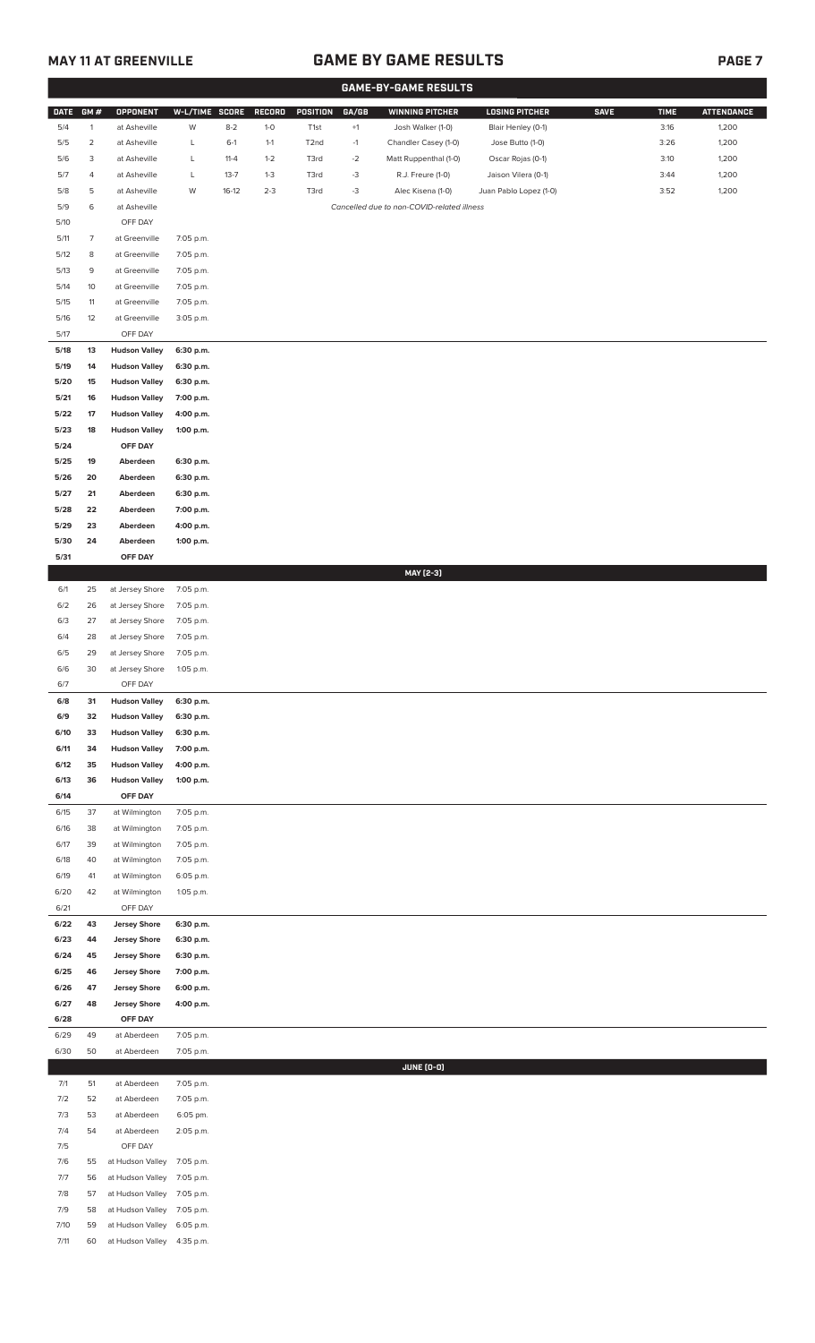## MAY 11 AT GREENVILLE

# GAME BY GAME RESULTS

### GAME-BY-GAME RESULTS

| DATE | GM # | OPPONENT | W-L/TIME | SCORE | RECORD | POSITION | GA/GB | WINNING PITCHER | LOSING PITCHER | SAVE | TIME | ATTENDANCE |
|---|---|---|---|---|---|---|---|---|---|---|---|---|
| 5/4 | 1 | at Asheville | W | 8-2 | 1-0 | T1st | +1 | Josh Walker (1-0) | Blair Henley (0-1) | | 3:16 | 1,200 |
| 5/5 | 2 | at Asheville | L | 6-1 | 1-1 | T2nd | -1 | Chandler Casey (1-0) | Jose Butto (1-0) | | 3:26 | 1,200 |
| 5/6 | 3 | at Asheville | L | 11-4 | 1-2 | T3rd | -2 | Matt Ruppenthal (1-0) | Oscar Rojas (0-1) | | 3:10 | 1,200 |
| 5/7 | 4 | at Asheville | L | 13-7 | 1-3 | T3rd | -3 | R.J. Freure (1-0) | Jaison Vilera (0-1) | | 3:44 | 1,200 |
| 5/8 | 5 | at Asheville | W | 16-12 | 2-3 | T3rd | -3 | Alec Kisena (1-0) | Juan Pablo Lopez (1-0) | | 3:52 | 1,200 |
| 5/9 | 6 | at Asheville | | | | | | *Cancelled due to non-COVID-related illness* | | | | |
| 5/10 | | OFF DAY | | | | | | | | | | |
| 5/11 | 7 | at Greenville | 7:05 p.m. | | | | | | | | | |
| 5/12 | 8 | at Greenville | 7:05 p.m. | | | | | | | | | |
| 5/13 | 9 | at Greenville | 7:05 p.m. | | | | | | | | | |
| 5/14 | 10 | at Greenville | 7:05 p.m. | | | | | | | | | |
| 5/15 | 11 | at Greenville | 7:05 p.m. | | | | | | | | | |
| 5/16 | 12 | at Greenville | 3:05 p.m. | | | | | | | | | |
| 5/17 | | OFF DAY | | | | | | | | | | |
| **5/18** | **13** | **Hudson Valley** | **6:30 p.m.** | | | | | | | | | |
| **5/19** | **14** | **Hudson Valley** | **6:30 p.m.** | | | | | | | | | |
| **5/20** | **15** | **Hudson Valley** | **6:30 p.m.** | | | | | | | | | |
| **5/21** | **16** | **Hudson Valley** | **7:00 p.m.** | | | | | | | | | |
| **5/22** | **17** | **Hudson Valley** | **4:00 p.m.** | | | | | | | | | |
| **5/23** | **18** | **Hudson Valley** | **1:00 p.m.** | | | | | | | | | |
| **5/24** | | **OFF DAY** | | | | | | | | | | |
| **5/25** | **19** | **Aberdeen** | **6:30 p.m.** | | | | | | | | | |
| **5/26** | **20** | **Aberdeen** | **6:30 p.m.** | | | | | | | | | |
| **5/27** | **21** | **Aberdeen** | **6:30 p.m.** | | | | | | | | | |
| **5/28** | **22** | **Aberdeen** | **7:00 p.m.** | | | | | | | | | |
| **5/29** | **23** | **Aberdeen** | **4:00 p.m.** | | | | | | | | | |
| **5/30** | **24** | **Aberdeen** | **1:00 p.m.** | | | | | | | | | |
| **5/31** | | **OFF DAY** | | | | | | | | | | |
| | | | | | | | | **MAY [2-3]** | | | | |
| 6/1 | 25 | at Jersey Shore | 7:05 p.m. | | | | | | | | | |
| 6/2 | 26 | at Jersey Shore | 7:05 p.m. | | | | | | | | | |
| 6/3 | 27 | at Jersey Shore | 7:05 p.m. | | | | | | | | | |
| 6/4 | 28 | at Jersey Shore | 7:05 p.m. | | | | | | | | | |
| 6/5 | 29 | at Jersey Shore | 7:05 p.m. | | | | | | | | | |
| 6/6 | 30 | at Jersey Shore | 1:05 p.m. | | | | | | | | | |
| 6/7 | | OFF DAY | | | | | | | | | | |
| **6/8** | **31** | **Hudson Valley** | **6:30 p.m.** | | | | | | | | | |
| **6/9** | **32** | **Hudson Valley** | **6:30 p.m.** | | | | | | | | | |
| **6/10** | **33** | **Hudson Valley** | **6:30 p.m.** | | | | | | | | | |
| **6/11** | **34** | **Hudson Valley** | **7:00 p.m.** | | | | | | | | | |
| **6/12** | **35** | **Hudson Valley** | **4:00 p.m.** | | | | | | | | | |
| **6/13** | **36** | **Hudson Valley** | **1:00 p.m.** | | | | | | | | | |
| **6/14** | | **OFF DAY** | | | | | | | | | | |
| 6/15 | 37 | at Wilmington | 7:05 p.m. | | | | | | | | | |
| 6/16 | 38 | at Wilmington | 7:05 p.m. | | | | | | | | | |
| 6/17 | 39 | at Wilmington | 7:05 p.m. | | | | | | | | | |
| 6/18 | 40 | at Wilmington | 7:05 p.m. | | | | | | | | | |
| 6/19 | 41 | at Wilmington | 6:05 p.m. | | | | | | | | | |
| 6/20 | 42 | at Wilmington | 1:05 p.m. | | | | | | | | | |
| 6/21 | | OFF DAY | | | | | | | | | | |
| **6/22** | **43** | **Jersey Shore** | **6:30 p.m.** | | | | | | | | | |
| **6/23** | **44** | **Jersey Shore** | **6:30 p.m.** | | | | | | | | | |
| **6/24** | **45** | **Jersey Shore** | **6:30 p.m.** | | | | | | | | | |
| **6/25** | **46** | **Jersey Shore** | **7:00 p.m.** | | | | | | | | | |
| **6/26** | **47** | **Jersey Shore** | **6:00 p.m.** | | | | | | | | | |
| **6/27** | **48** | **Jersey Shore** | **4:00 p.m.** | | | | | | | | | |
| **6/28** | | **OFF DAY** | | | | | | | | | | |
| 6/29 | 49 | at Aberdeen | 7:05 p.m. | | | | | | | | | |
| 6/30 | 50 | at Aberdeen | 7:05 p.m. | | | | | | | | | |
| | | | | | | | | **JUNE [0-0]** | | | | |
| 7/1 | 51 | at Aberdeen | 7:05 p.m. | | | | | | | | | |
| 7/2 | 52 | at Aberdeen | 7:05 p.m. | | | | | | | | | |
| 7/3 | 53 | at Aberdeen | 6:05 pm. | | | | | | | | | |
| 7/4 | 54 | at Aberdeen | 2:05 p.m. | | | | | | | | | |
| 7/5 | | OFF DAY | | | | | | | | | | |
| 7/6 | 55 | at Hudson Valley | 7:05 p.m. | | | | | | | | | |
| 7/7 | 56 | at Hudson Valley | 7:05 p.m. | | | | | | | | | |
| 7/8 | 57 | at Hudson Valley | 7:05 p.m. | | | | | | | | | |
| 7/9 | 58 | at Hudson Valley | 7:05 p.m. | | | | | | | | | |
| 7/10 | 59 | at Hudson Valley | 6:05 p.m. | | | | | | | | | |
| 7/11 | 60 | at Hudson Valley | 4:35 p.m. | | | | | | | | | |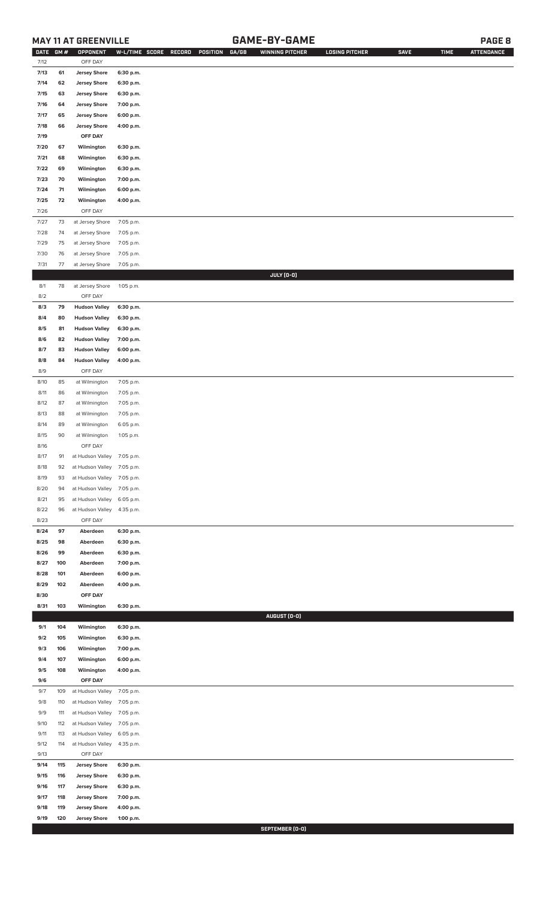## MAY 11 AT GREENVILLE — GAME-BY-GAME

| DATE | GM # | OPPONENT | W-L/TIME | SCORE | RECORD | POSITION | GA/GB | WINNING PITCHER | LOSING PITCHER | SAVE | TIME | ATTENDANCE |
|---|---|---|---|---|---|---|---|---|---|---|---|---|
| 7/12 | | OFF DAY | | | | | | | | | | |
| 7/13 | 61 | Jersey Shore | 6:30 p.m. | | | | | | | | | |
| 7/14 | 62 | Jersey Shore | 6:30 p.m. | | | | | | | | | |
| 7/15 | 63 | Jersey Shore | 6:30 p.m. | | | | | | | | | |
| 7/16 | 64 | Jersey Shore | 7:00 p.m. | | | | | | | | | |
| 7/17 | 65 | Jersey Shore | 6:00 p.m. | | | | | | | | | |
| 7/18 | 66 | Jersey Shore | 4:00 p.m. | | | | | | | | | |
| 7/19 | | OFF DAY | | | | | | | | | | |
| 7/20 | 67 | Wilmington | 6:30 p.m. | | | | | | | | | |
| 7/21 | 68 | Wilmington | 6:30 p.m. | | | | | | | | | |
| 7/22 | 69 | Wilmington | 6:30 p.m. | | | | | | | | | |
| 7/23 | 70 | Wilmington | 7:00 p.m. | | | | | | | | | |
| 7/24 | 71 | Wilmington | 6:00 p.m. | | | | | | | | | |
| 7/25 | 72 | Wilmington | 4:00 p.m. | | | | | | | | | |
| 7/26 | | OFF DAY | | | | | | | | | | |
| 7/27 | 73 | at Jersey Shore | 7:05 p.m. | | | | | | | | | |
| 7/28 | 74 | at Jersey Shore | 7:05 p.m. | | | | | | | | | |
| 7/29 | 75 | at Jersey Shore | 7:05 p.m. | | | | | | | | | |
| 7/30 | 76 | at Jersey Shore | 7:05 p.m. | | | | | | | | | |
| 7/31 | 77 | at Jersey Shore | 7:05 p.m. | | | | | | | | | |
| | | | | | | | | JULY (0-0) | | | | |
| 8/1 | 78 | at Jersey Shore | 1:05 p.m. | | | | | | | | | |
| 8/2 | | OFF DAY | | | | | | | | | | |
| 8/3 | 79 | Hudson Valley | 6:30 p.m. | | | | | | | | | |
| 8/4 | 80 | Hudson Valley | 6:30 p.m. | | | | | | | | | |
| 8/5 | 81 | Hudson Valley | 6:30 p.m. | | | | | | | | | |
| 8/6 | 82 | Hudson Valley | 7:00 p.m. | | | | | | | | | |
| 8/7 | 83 | Hudson Valley | 6:00 p.m. | | | | | | | | | |
| 8/8 | 84 | Hudson Valley | 4:00 p.m. | | | | | | | | | |
| 8/9 | | OFF DAY | | | | | | | | | | |
| 8/10 | 85 | at Wilmington | 7:05 p.m. | | | | | | | | | |
| 8/11 | 86 | at Wilmington | 7:05 p.m. | | | | | | | | | |
| 8/12 | 87 | at Wilmington | 7:05 p.m. | | | | | | | | | |
| 8/13 | 88 | at Wilmington | 7:05 p.m. | | | | | | | | | |
| 8/14 | 89 | at Wilmington | 6:05 p.m. | | | | | | | | | |
| 8/15 | 90 | at Wilmington | 1:05 p.m. | | | | | | | | | |
| 8/16 | | OFF DAY | | | | | | | | | | |
| 8/17 | 91 | at Hudson Valley | 7:05 p.m. | | | | | | | | | |
| 8/18 | 92 | at Hudson Valley | 7:05 p.m. | | | | | | | | | |
| 8/19 | 93 | at Hudson Valley | 7:05 p.m. | | | | | | | | | |
| 8/20 | 94 | at Hudson Valley | 7:05 p.m. | | | | | | | | | |
| 8/21 | 95 | at Hudson Valley | 6:05 p.m. | | | | | | | | | |
| 8/22 | 96 | at Hudson Valley | 4:35 p.m. | | | | | | | | | |
| 8/23 | | OFF DAY | | | | | | | | | | |
| 8/24 | 97 | Aberdeen | 6:30 p.m. | | | | | | | | | |
| 8/25 | 98 | Aberdeen | 6:30 p.m. | | | | | | | | | |
| 8/26 | 99 | Aberdeen | 6:30 p.m. | | | | | | | | | |
| 8/27 | 100 | Aberdeen | 7:00 p.m. | | | | | | | | | |
| 8/28 | 101 | Aberdeen | 6:00 p.m. | | | | | | | | | |
| 8/29 | 102 | Aberdeen | 4:00 p.m. | | | | | | | | | |
| 8/30 | | OFF DAY | | | | | | | | | | |
| 8/31 | 103 | Wilmington | 6:30 p.m. | | | | | | | | | |
| | | | | | | | | AUGUST (0-0) | | | | |
| 9/1 | 104 | Wilmington | 6:30 p.m. | | | | | | | | | |
| 9/2 | 105 | Wilmington | 6:30 p.m. | | | | | | | | | |
| 9/3 | 106 | Wilmington | 7:00 p.m. | | | | | | | | | |
| 9/4 | 107 | Wilmington | 6:00 p.m. | | | | | | | | | |
| 9/5 | 108 | Wilmington | 4:00 p.m. | | | | | | | | | |
| 9/6 | | OFF DAY | | | | | | | | | | |
| 9/7 | 109 | at Hudson Valley | 7:05 p.m. | | | | | | | | | |
| 9/8 | 110 | at Hudson Valley | 7:05 p.m. | | | | | | | | | |
| 9/9 | 111 | at Hudson Valley | 7:05 p.m. | | | | | | | | | |
| 9/10 | 112 | at Hudson Valley | 7:05 p.m. | | | | | | | | | |
| 9/11 | 113 | at Hudson Valley | 6:05 p.m. | | | | | | | | | |
| 9/12 | 114 | at Hudson Valley | 4:35 p.m. | | | | | | | | | |
| 9/13 | | OFF DAY | | | | | | | | | | |
| 9/14 | 115 | Jersey Shore | 6:30 p.m. | | | | | | | | | |
| 9/15 | 116 | Jersey Shore | 6:30 p.m. | | | | | | | | | |
| 9/16 | 117 | Jersey Shore | 6:30 p.m. | | | | | | | | | |
| 9/17 | 118 | Jersey Shore | 7:00 p.m. | | | | | | | | | |
| 9/18 | 119 | Jersey Shore | 4:00 p.m. | | | | | | | | | |
| 9/19 | 120 | Jersey Shore | 1:00 p.m. | | | | | | | | | |
| | | | | | | | | SEPTEMBER (0-0) | | | | |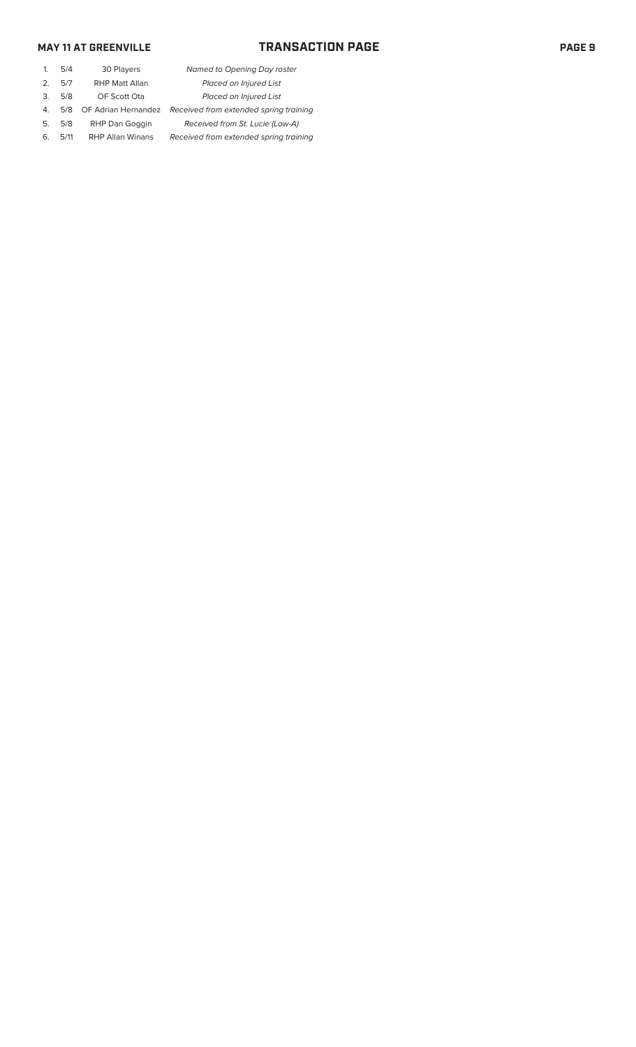## TRANSACTION PAGE

| | | | |
|---|---|---|---|
| 1. | 5/4 | 30 Players | *Named to Opening Day roster* |
| 2. | 5/7 | RHP Matt Allan | *Placed on Injured List* |
| 3. | 5/8 | OF Scott Ota | *Placed on Injured List* |
| 4. | 5/8 | OF Adrian Hernandez | *Received from extended spring training* |
| 5. | 5/8 | RHP Dan Goggin | *Received from St. Lucie (Low-A)* |
| 6. | 5/11 | RHP Allan Winans | *Received from extended spring training* |